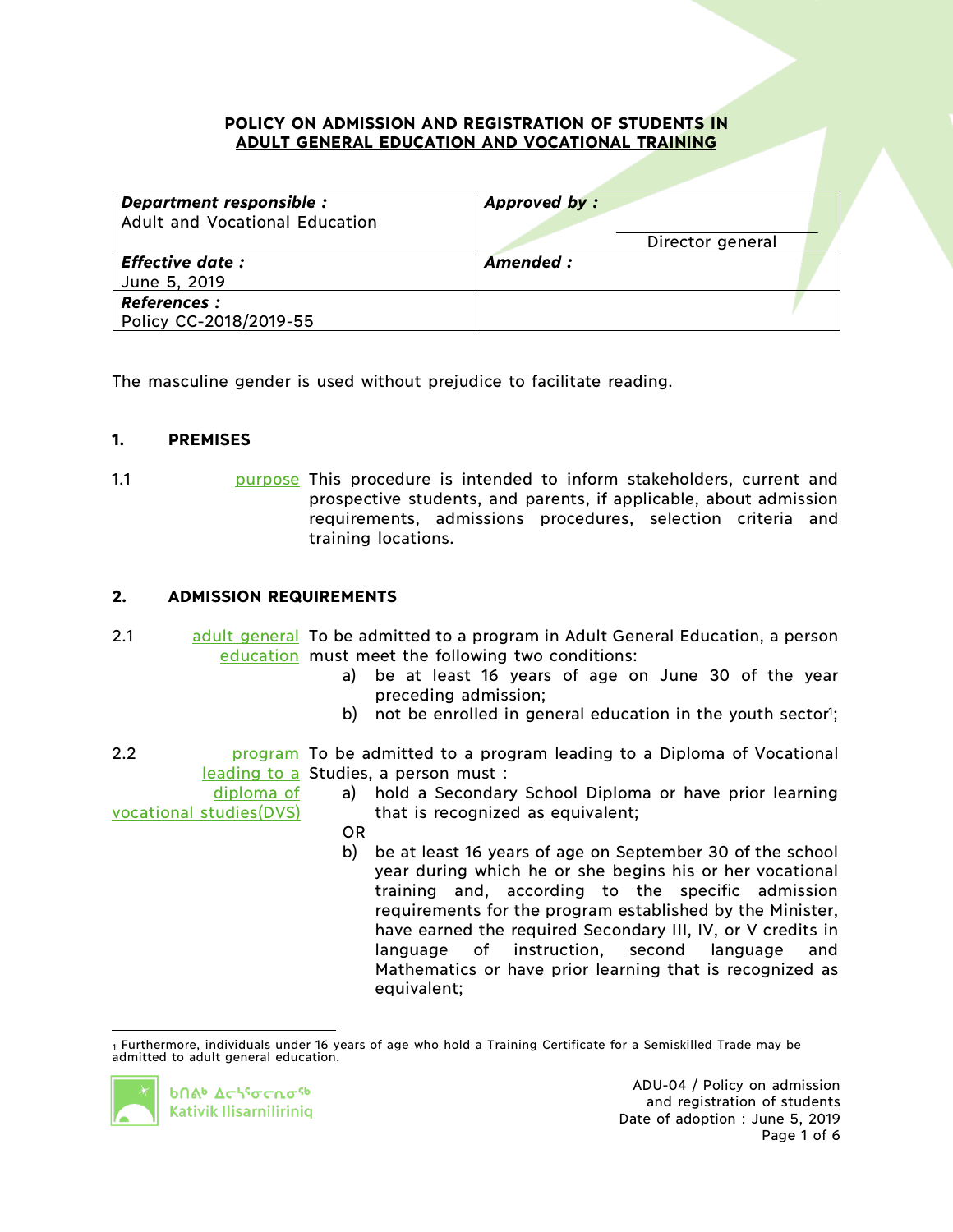# POLICY ON ADMISSION AND REGISTRATION OF STUDENTS IN ADULT GENERAL EDUCATION AND VOCATIONAL TRAINING

| ***Department responsible :*** Adult and Vocational Education | ***Approved by :*** Director general |
|---|---|
| ***Effective date :*** June 5, 2019 | ***Amended :*** |
| ***References :*** Policy CC-2018/2019-55 | |

The masculine gender is used without prejudice to facilitate reading.

## 1. PREMISES

1.1 **purpose** This procedure is intended to inform stakeholders, current and prospective students, and parents, if applicable, about admission requirements, admissions procedures, selection criteria and training locations.

## 2. ADMISSION REQUIREMENTS

2.1 **adult general education** To be admitted to a program in Adult General Education, a person must meet the following two conditions:

a) be at least 16 years of age on June 30 of the year preceding admission;

b) not be enrolled in general education in the youth sector[1];

2.2 **program leading to a diploma of vocational studies(DVS)** To be admitted to a program leading to a Diploma of Vocational Studies, a person must :

a) hold a Secondary School Diploma or have prior learning that is recognized as equivalent;

OR

b) be at least 16 years of age on September 30 of the school year during which he or she begins his or her vocational training and, according to the specific admission requirements for the program established by the Minister, have earned the required Secondary III, IV, or V credits in language of instruction, second language and Mathematics or have prior learning that is recognized as equivalent;

---

[1] Furthermore, individuals under 16 years of age who hold a Training Certificate for a Semiskilled Trade may be admitted to adult general education.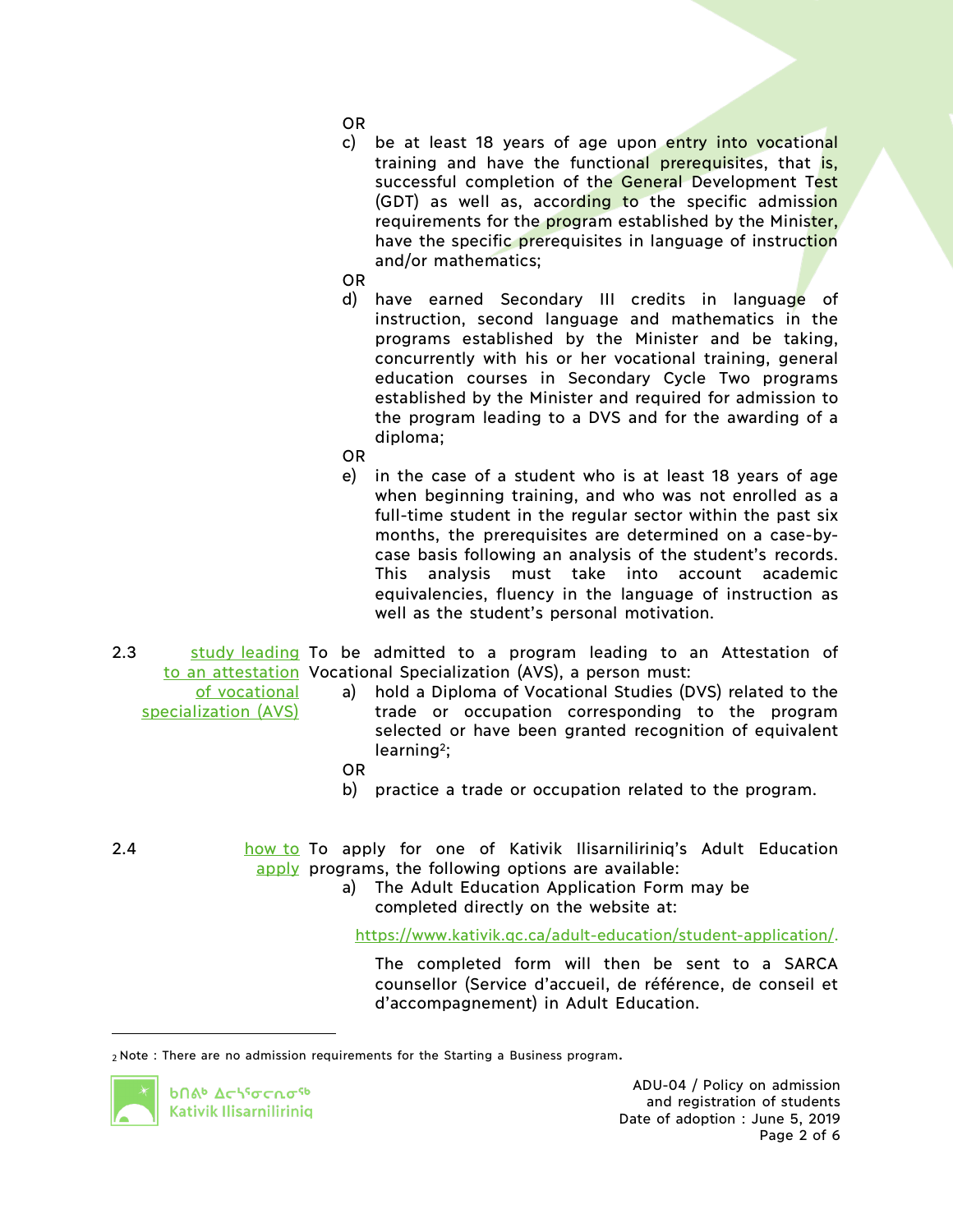OR

c) be at least 18 years of age upon entry into vocational training and have the functional prerequisites, that is, successful completion of the General Development Test (GDT) as well as, according to the specific admission requirements for the program established by the Minister, have the specific prerequisites in language of instruction and/or mathematics;

OR

d) have earned Secondary III credits in language of instruction, second language and mathematics in the programs established by the Minister and be taking, concurrently with his or her vocational training, general education courses in Secondary Cycle Two programs established by the Minister and required for admission to the program leading to a DVS and for the awarding of a diploma;

OR

e) in the case of a student who is at least 18 years of age when beginning training, and who was not enrolled as a full-time student in the regular sector within the past six months, the prerequisites are determined on a case-by-case basis following an analysis of the student's records. This analysis must take into account academic equivalencies, fluency in the language of instruction as well as the student's personal motivation.

2.3 study leading to an attestation of vocational specialization (AVS)

To be admitted to a program leading to an Attestation of Vocational Specialization (AVS), a person must:

a) hold a Diploma of Vocational Studies (DVS) related to the trade or occupation corresponding to the program selected or have been granted recognition of equivalent learning[2];

OR

b) practice a trade or occupation related to the program.

2.4 how to apply

To apply for one of Kativik Ilisarniliriniq's Adult Education programs, the following options are available:

a) The Adult Education Application Form may be completed directly on the website at:

https://www.kativik.qc.ca/adult-education/student-application/.

The completed form will then be sent to a SARCA counsellor (Service d'accueil, de référence, de conseil et d'accompagnement) in Adult Education.

[2] Note : There are no admission requirements for the Starting a Business program.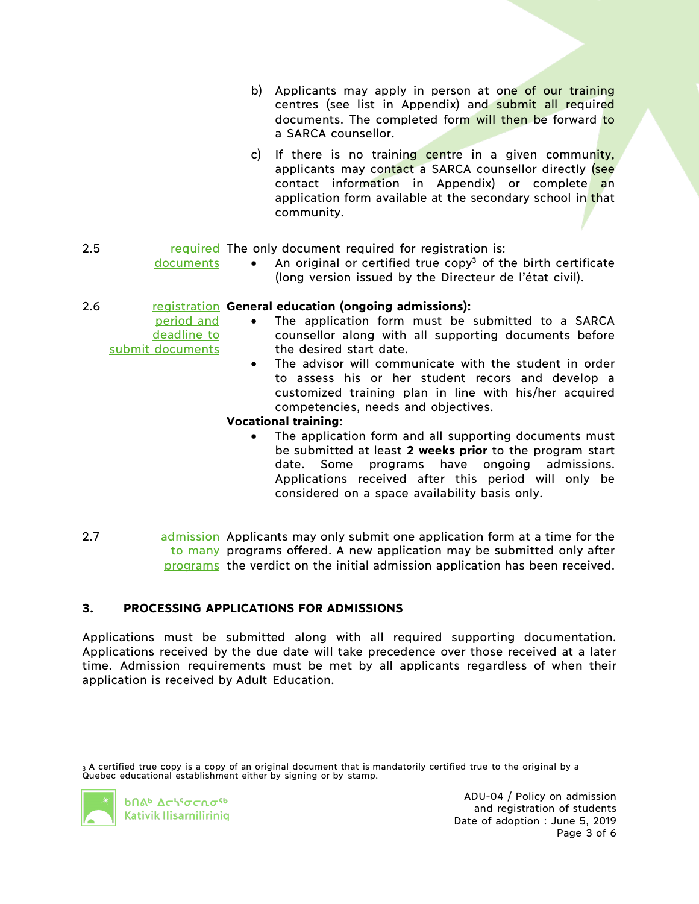b) Applicants may apply in person at one of our training centres (see list in Appendix) and submit all required documents. The completed form will then be forward to a SARCA counsellor.

c) If there is no training centre in a given community, applicants may contact a SARCA counsellor directly (see contact information in Appendix) or complete an application form available at the secondary school in that community.

2.5 required documents

The only document required for registration is:

- An original or certified true copy[3] of the birth certificate (long version issued by the Directeur de l'état civil).

2.6 registration period and deadline to submit documents

**General education (ongoing admissions):**

- The application form must be submitted to a SARCA counsellor along with all supporting documents before the desired start date.
- The advisor will communicate with the student in order to assess his or her student recors and develop a customized training plan in line with his/her acquired competencies, needs and objectives.

**Vocational training**:

- The application form and all supporting documents must be submitted at least **2 weeks prior** to the program start date. Some programs have ongoing admissions. Applications received after this period will only be considered on a space availability basis only.

2.7 admission to many programs

Applicants may only submit one application form at a time for the programs offered. A new application may be submitted only after the verdict on the initial admission application has been received.

## 3. PROCESSING APPLICATIONS FOR ADMISSIONS

Applications must be submitted along with all required supporting documentation. Applications received by the due date will take precedence over those received at a later time. Admission requirements must be met by all applicants regardless of when their application is received by Adult Education.

---

[3] A certified true copy is a copy of an original document that is mandatorily certified true to the original by a Quebec educational establishment either by signing or by stamp.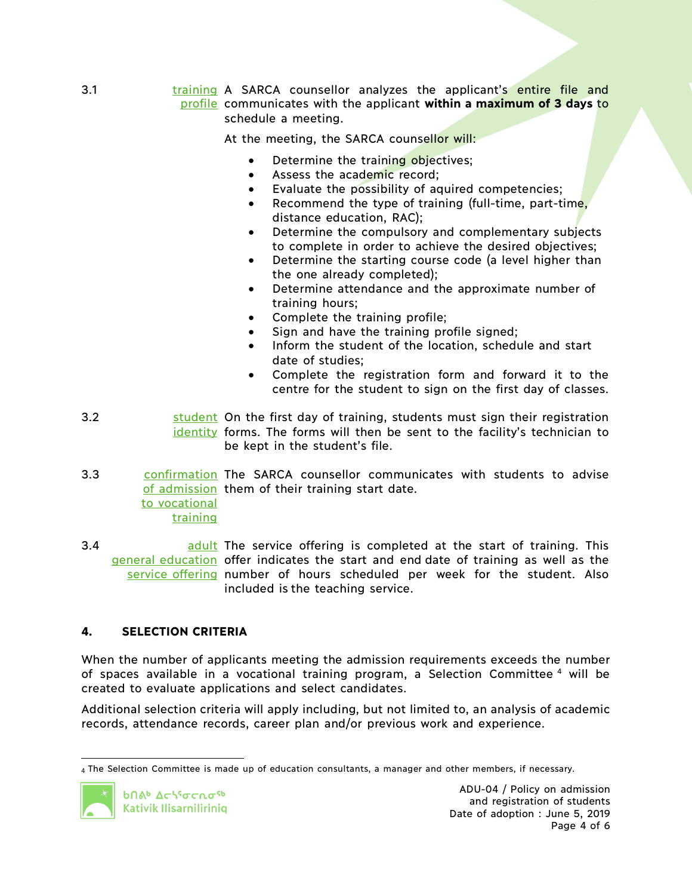3.1 training profile A SARCA counsellor analyzes the applicant's entire file and communicates with the applicant **within a maximum of 3 days** to schedule a meeting.

At the meeting, the SARCA counsellor will:

- Determine the training objectives;
- Assess the academic record;
- Evaluate the possibility of aquired competencies;
- Recommend the type of training (full-time, part-time, distance education, RAC);
- Determine the compulsory and complementary subjects to complete in order to achieve the desired objectives;
- Determine the starting course code (a level higher than the one already completed);
- Determine attendance and the approximate number of training hours;
- Complete the training profile;
- Sign and have the training profile signed;
- Inform the student of the location, schedule and start date of studies;
- Complete the registration form and forward it to the centre for the student to sign on the first day of classes.

3.2 student identity On the first day of training, students must sign their registration forms. The forms will then be sent to the facility's technician to be kept in the student's file.

3.3 confirmation of admission to vocational training The SARCA counsellor communicates with students to advise them of their training start date.

3.4 adult general education service offering The service offering is completed at the start of training. This offer indicates the start and end date of training as well as the number of hours scheduled per week for the student. Also included is the teaching service.

## 4. SELECTION CRITERIA

When the number of applicants meeting the admission requirements exceeds the number of spaces available in a vocational training program, a Selection Committee [4] will be created to evaluate applications and select candidates.

Additional selection criteria will apply including, but not limited to, an analysis of academic records, attendance records, career plan and/or previous work and experience.

[4] The Selection Committee is made up of education consultants, a manager and other members, if necessary.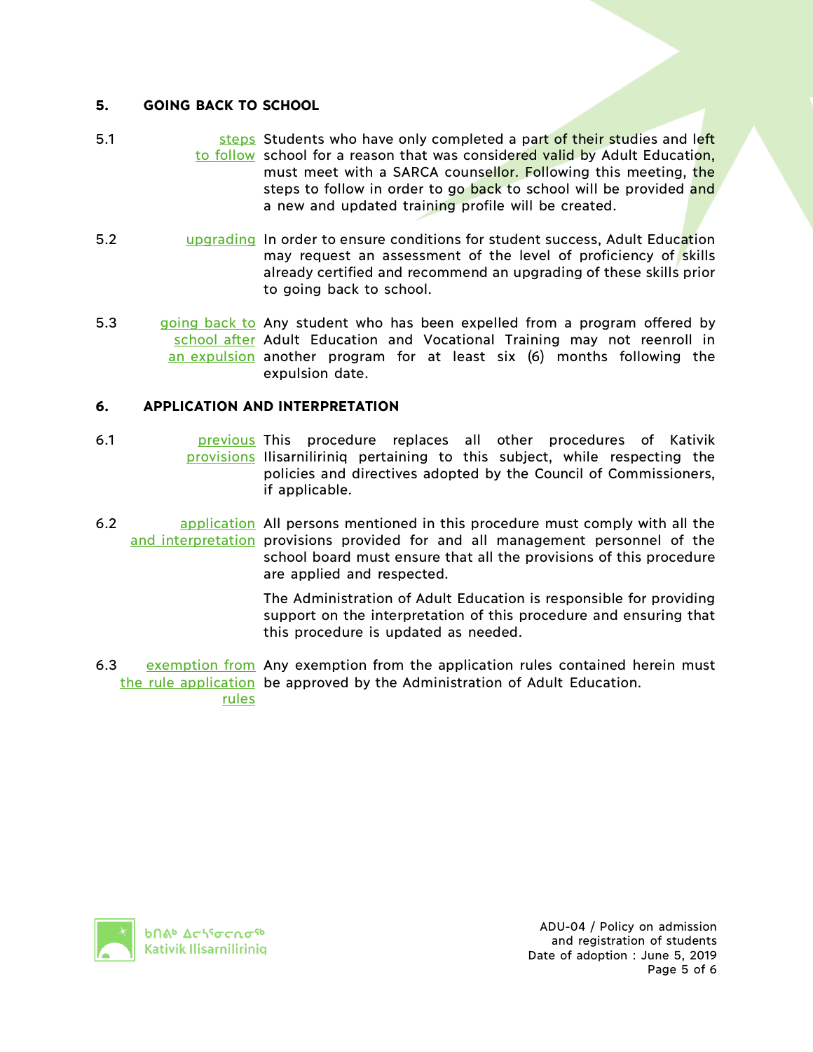## 5. GOING BACK TO SCHOOL

5.1 steps to follow — Students who have only completed a part of their studies and left school for a reason that was considered valid by Adult Education, must meet with a SARCA counsellor. Following this meeting, the steps to follow in order to go back to school will be provided and a new and updated training profile will be created.

5.2 upgrading — In order to ensure conditions for student success, Adult Education may request an assessment of the level of proficiency of skills already certified and recommend an upgrading of these skills prior to going back to school.

5.3 going back to school after an expulsion — Any student who has been expelled from a program offered by Adult Education and Vocational Training may not reenroll in another program for at least six (6) months following the expulsion date.

## 6. APPLICATION AND INTERPRETATION

6.1 previous provisions — This procedure replaces all other procedures of Kativik Ilisarniliriniq pertaining to this subject, while respecting the policies and directives adopted by the Council of Commissioners, if applicable.

6.2 application and interpretation — All persons mentioned in this procedure must comply with all the provisions provided for and all management personnel of the school board must ensure that all the provisions of this procedure are applied and respected.

The Administration of Adult Education is responsible for providing support on the interpretation of this procedure and ensuring that this procedure is updated as needed.

6.3 exemption from the rule application rules — Any exemption from the application rules contained herein must be approved by the Administration of Adult Education.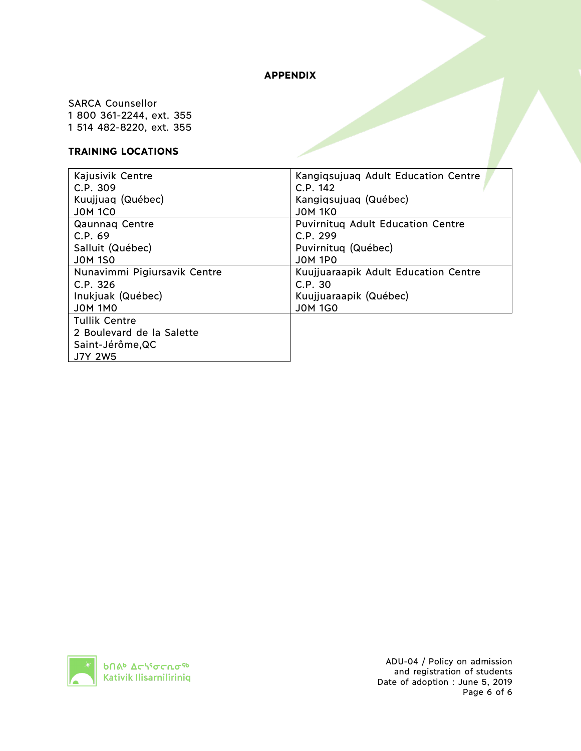## APPENDIX

SARCA Counsellor
1 800 361-2244, ext. 355
1 514 482-8220, ext. 355

### TRAINING LOCATIONS

| | |
|---|---|
| Kajusivik Centre<br>C.P. 309<br>Kuujjuaq (Québec)<br>J0M 1C0 | Kangiqsujuaq Adult Education Centre<br>C.P. 142<br>Kangiqsujuaq (Québec)<br>J0M 1K0 |
| Qaunnaq Centre<br>C.P. 69<br>Salluit (Québec)<br>J0M 1S0 | Puvirnituq Adult Education Centre<br>C.P. 299<br>Puvirnituq (Québec)<br>J0M 1P0 |
| Nunavimmi Pigiursavik Centre<br>C.P. 326<br>Inukjuak (Québec)<br>J0M 1M0 | Kuujjuaraapik Adult Education Centre<br>C.P. 30<br>Kuujjuaraapik (Québec)<br>J0M 1G0 |
| Tullik Centre<br>2 Boulevard de la Salette<br>Saint-Jérôme,QC<br>J7Y 2W5 | |